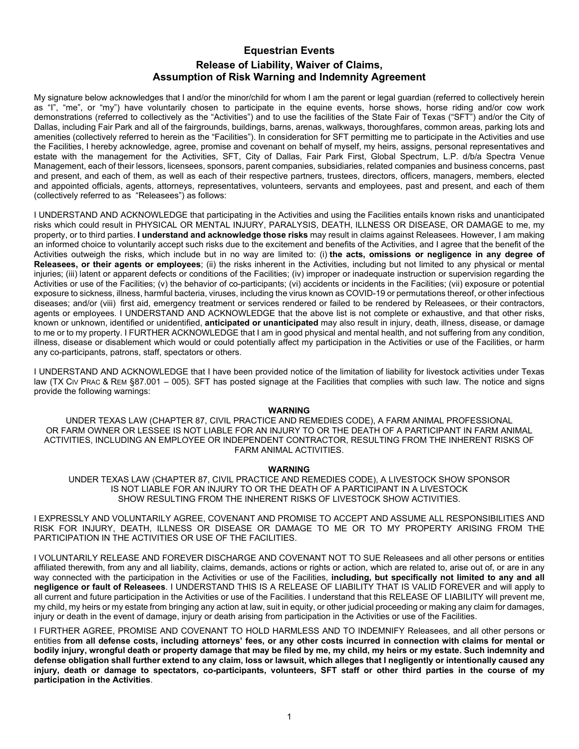## Equestrian Events

## Release of Liability, Waiver of Claims, Assumption of Risk Warning and Indemnity Agreement

My signature below acknowledges that I and/or the minor/child for whom I am the parent or legal guardian (referred to collectively herein as "I", "me", or "my") have voluntarily chosen to participate in the equine events, horse shows, horse riding and/or cow work demonstrations (referred to collectively as the "Activities") and to use the facilities of the State Fair of Texas ("SFT") and/or the City of Dallas, including Fair Park and all of the fairgrounds, buildings, barns, arenas, walkways, thoroughfares, common areas, parking lots and amenities (collectively referred to herein as the "Facilities"). In consideration for SFT permitting me to participate in the Activities and use the Facilities, I hereby acknowledge, agree, promise and covenant on behalf of myself, my heirs, assigns, personal representatives and estate with the management for the Activities, SFT, City of Dallas, Fair Park First, Global Spectrum, L.P. d/b/a Spectra Venue Management, each of their lessors, licensees, sponsors, parent companies, subsidiaries, related companies and business concerns, past and present, and each of them, as well as each of their respective partners, trustees, directors, officers, managers, members, elected and appointed officials, agents, attorneys, representatives, volunteers, servants and employees, past and present, and each of them (collectively referred to as "Releasees") as follows:

I UNDERSTAND AND ACKNOWLEDGE that participating in the Activities and using the Facilities entails known risks and unanticipated risks which could result in PHYSICAL OR MENTAL INJURY, PARALYSIS, DEATH, ILLNESS OR DISEASE, OR DAMAGE to me, my property, or to third parties. **I understand and acknowledge those risks** may result in claims against Releasees. However, I am making an informed choice to voluntarily accept such risks due to the excitement and benefits of the Activities, and I agree that the benefit of the Activities outweigh the risks, which include but in no way are limited to: (i) **the acts, omissions or negligence in any degree of Releasees, or their agents or employees**; (ii) the risks inherent in the Activities, including but not limited to any physical or mental injuries; (iii) latent or apparent defects or conditions of the Facilities; (iv) improper or inadequate instruction or supervision regarding the Activities or use of the Facilities; (v) the behavior of co-participants; (vi) accidents or incidents in the Facilities; (vii) exposure or potential exposure to sickness, illness, harmful bacteria, viruses, including the virus known as COVID-19 or permutations thereof, or other infectious diseases; and/or (viii) first aid, emergency treatment or services rendered or failed to be rendered by Releasees, or their contractors, agents or employees. I UNDERSTAND AND ACKNOWLEDGE that the above list is not complete or exhaustive, and that other risks, known or unknown, identified or unidentified, **anticipated or unanticipated** may also result in injury, death, illness, disease, or damage to me or to my property. I FURTHER ACKNOWLEDGE that I am in good physical and mental health, and not suffering from any condition, illness, disease or disablement which would or could potentially affect my participation in the Activities or use of the Facilities, or harm any co-participants, patrons, staff, spectators or others.

I UNDERSTAND AND ACKNOWLEDGE that I have been provided notice of the limitation of liability for livestock activities under Texas law (TX CIV PRAC & REM §87.001 – 005). SFT has posted signage at the Facilities that complies with such law. The notice and signs provide the following warnings:

**WARNING**

UNDER TEXAS LAW (CHAPTER 87, CIVIL PRACTICE AND REMEDIES CODE), A FARM ANIMAL PROFESSIONAL OR FARM OWNER OR LESSEE IS NOT LIABLE FOR AN INJURY TO OR THE DEATH OF A PARTICIPANT IN FARM ANIMAL ACTIVITIES, INCLUDING AN EMPLOYEE OR INDEPENDENT CONTRACTOR, RESULTING FROM THE INHERENT RISKS OF FARM ANIMAL ACTIVITIES.

**WARNING**

UNDER TEXAS LAW (CHAPTER 87, CIVIL PRACTICE AND REMEDIES CODE), A LIVESTOCK SHOW SPONSOR IS NOT LIABLE FOR AN INJURY TO OR THE DEATH OF A PARTICIPANT IN A LIVESTOCK SHOW RESULTING FROM THE INHERENT RISKS OF LIVESTOCK SHOW ACTIVITIES.

I EXPRESSLY AND VOLUNTARILY AGREE, COVENANT AND PROMISE TO ACCEPT AND ASSUME ALL RESPONSIBILITIES AND RISK FOR INJURY, DEATH, ILLNESS OR DISEASE OR DAMAGE TO ME OR TO MY PROPERTY ARISING FROM THE PARTICIPATION IN THE ACTIVITIES OR USE OF THE FACILITIES.

I VOLUNTARILY RELEASE AND FOREVER DISCHARGE AND COVENANT NOT TO SUE Releasees and all other persons or entities affiliated therewith, from any and all liability, claims, demands, actions or rights or action, which are related to, arise out of, or are in any way connected with the participation in the Activities or use of the Facilities, **including, but specifically not limited to any and all negligence or fault of Releasees**. I UNDERSTAND THIS IS A RELEASE OF LIABILITY THAT IS VALID FOREVER and will apply to all current and future participation in the Activities or use of the Facilities. I understand that this RELEASE OF LIABILITY will prevent me, my child, my heirs or my estate from bringing any action at law, suit in equity, or other judicial proceeding or making any claim for damages, injury or death in the event of damage, injury or death arising from participation in the Activities or use of the Facilities.

I FURTHER AGREE, PROMISE AND COVENANT TO HOLD HARMLESS AND TO INDEMNIFY Releasees, and all other persons or entities **from all defense costs, including attorneys' fees, or any other costs incurred in connection with claims for mental or bodily injury, wrongful death or property damage that may be filed by me, my child, my heirs or my estate. Such indemnity and defense obligation shall further extend to any claim, loss or lawsuit, which alleges that I negligently or intentionally caused any injury, death or damage to spectators, co-participants, volunteers, SFT staff or other third parties in the course of my participation in the Activities**.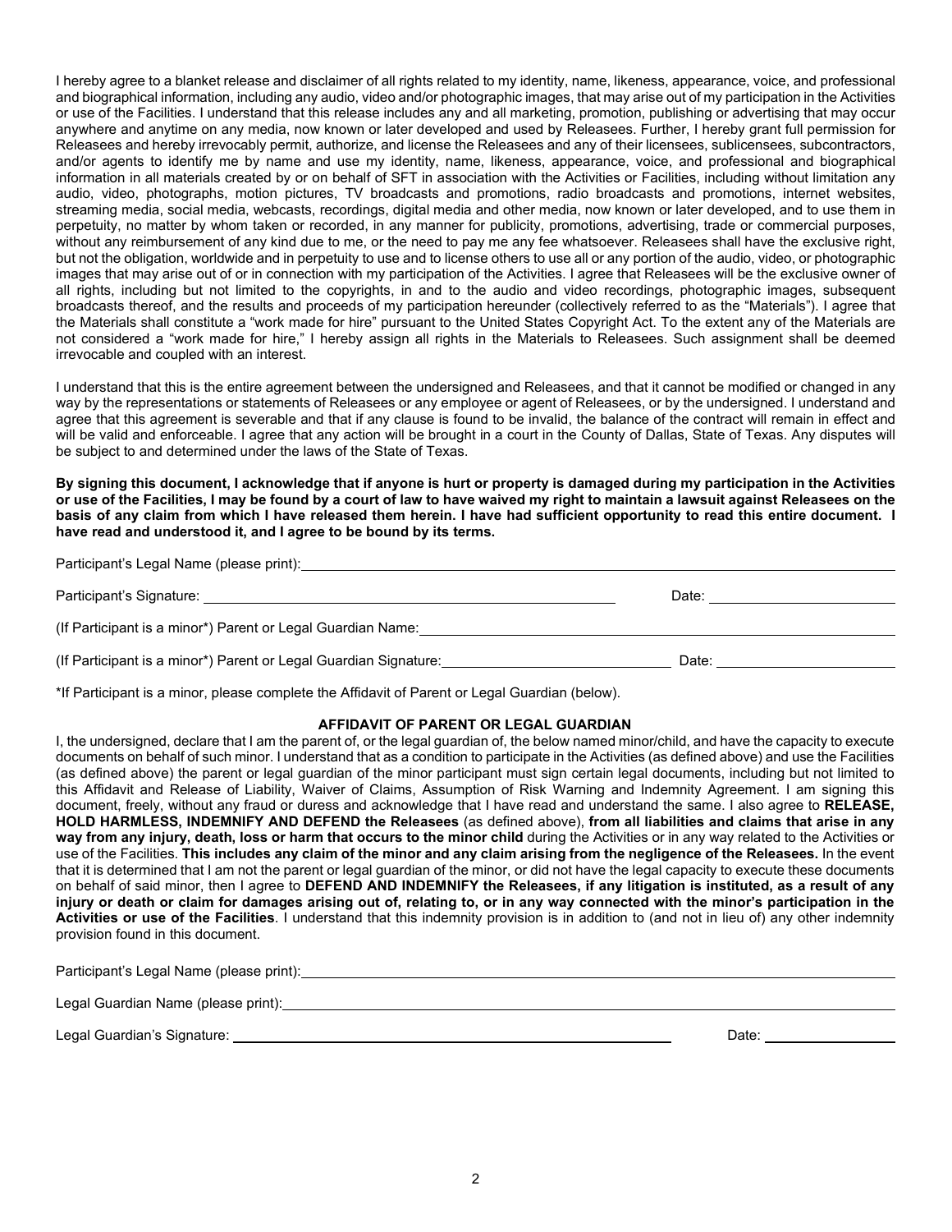I hereby agree to a blanket release and disclaimer of all rights related to my identity, name, likeness, appearance, voice, and professional and biographical information, including any audio, video and/or photographic images, that may arise out of my participation in the Activities or use of the Facilities. I understand that this release includes any and all marketing, promotion, publishing or advertising that may occur anywhere and anytime on any media, now known or later developed and used by Releasees. Further, I hereby grant full permission for Releasees and hereby irrevocably permit, authorize, and license the Releasees and any of their licensees, sublicensees, subcontractors, and/or agents to identify me by name and use my identity, name, likeness, appearance, voice, and professional and biographical information in all materials created by or on behalf of SFT in association with the Activities or Facilities, including without limitation any audio, video, photographs, motion pictures, TV broadcasts and promotions, radio broadcasts and promotions, internet websites, streaming media, social media, webcasts, recordings, digital media and other media, now known or later developed, and to use them in perpetuity, no matter by whom taken or recorded, in any manner for publicity, promotions, advertising, trade or commercial purposes, without any reimbursement of any kind due to me, or the need to pay me any fee whatsoever. Releasees shall have the exclusive right, but not the obligation, worldwide and in perpetuity to use and to license others to use all or any portion of the audio, video, or photographic images that may arise out of or in connection with my participation of the Activities. I agree that Releasees will be the exclusive owner of all rights, including but not limited to the copyrights, in and to the audio and video recordings, photographic images, subsequent broadcasts thereof, and the results and proceeds of my participation hereunder (collectively referred to as the "Materials"). I agree that the Materials shall constitute a "work made for hire" pursuant to the United States Copyright Act. To the extent any of the Materials are not considered a "work made for hire," I hereby assign all rights in the Materials to Releasees. Such assignment shall be deemed irrevocable and coupled with an interest.

I understand that this is the entire agreement between the undersigned and Releasees, and that it cannot be modified or changed in any way by the representations or statements of Releasees or any employee or agent of Releasees, or by the undersigned. I understand and agree that this agreement is severable and that if any clause is found to be invalid, the balance of the contract will remain in effect and will be valid and enforceable. I agree that any action will be brought in a court in the County of Dallas, State of Texas. Any disputes will be subject to and determined under the laws of the State of Texas.

**By signing this document, I acknowledge that if anyone is hurt or property is damaged during my participation in the Activities or use of the Facilities, I may be found by a court of law to have waived my right to maintain a lawsuit against Releasees on the basis of any claim from which I have released them herein. I have had sufficient opportunity to read this entire document. I have read and understood it, and I agree to be bound by its terms.**

Participant's Legal Name (please print): ______________________________

Participant's Signature: ______________________________ Date: ______________

(If Participant is a minor*) Parent or Legal Guardian Name: ______________________________

(If Participant is a minor*) Parent or Legal Guardian Signature: ______________________________ Date: ______________

*If Participant is a minor, please complete the Affidavit of Parent or Legal Guardian (below).

## AFFIDAVIT OF PARENT OR LEGAL GUARDIAN

I, the undersigned, declare that I am the parent of, or the legal guardian of, the below named minor/child, and have the capacity to execute documents on behalf of such minor. I understand that as a condition to participate in the Activities (as defined above) and use the Facilities (as defined above) the parent or legal guardian of the minor participant must sign certain legal documents, including but not limited to this Affidavit and Release of Liability, Waiver of Claims, Assumption of Risk Warning and Indemnity Agreement. I am signing this document, freely, without any fraud or duress and acknowledge that I have read and understand the same. I also agree to **RELEASE, HOLD HARMLESS, INDEMNIFY AND DEFEND the Releasees** (as defined above), **from all liabilities and claims that arise in any way from any injury, death, loss or harm that occurs to the minor child** during the Activities or in any way related to the Activities or use of the Facilities. **This includes any claim of the minor and any claim arising from the negligence of the Releasees.** In the event that it is determined that I am not the parent or legal guardian of the minor, or did not have the legal capacity to execute these documents on behalf of said minor, then I agree to **DEFEND AND INDEMNIFY the Releasees, if any litigation is instituted, as a result of any injury or death or claim for damages arising out of, relating to, or in any way connected with the minor's participation in the Activities or use of the Facilities**. I understand that this indemnity provision is in addition to (and not in lieu of) any other indemnity provision found in this document.

Participant's Legal Name (please print): ______________________________

Legal Guardian Name (please print): ______________________________

Legal Guardian's Signature: ______________________________ Date: ______________